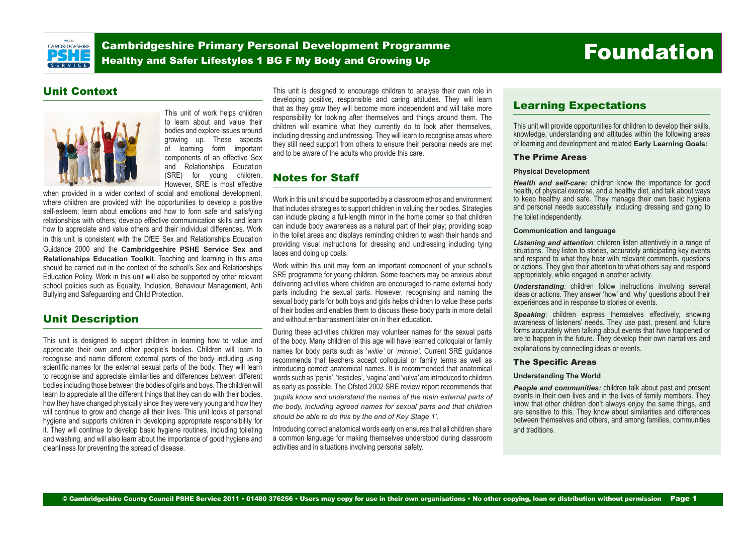# Cambridgeshire Primary Personal Development Programme

## Healthy and Safer Lifestyles 1 BG F My Body and Growing Up

# Foundation

## Unit Context

This unit of work helps children to learn about and value their bodies and explore issues around growing up. These aspects of learning form important components of an effective Sex and Relationships Education (SRE) for young children. However, SRE is most effective when provided in a wider context of social and emotional development, where children are provided with the opportunities to develop a positive self-esteem; learn about emotions and how to form safe and satisfying relationships with others; develop effective communication skills and learn how to appreciate and value others and their individual differences. Work in this unit is consistent with the DfEE Sex and Relationships Education Guidance 2000 and the **Cambridgeshire PSHE Service Sex and Relationships Education Toolkit**. Teaching and learning in this area should be carried out in the context of the school's Sex and Relationships Education Policy. Work in this unit will also be supported by other relevant school policies such as Equality, Inclusion, Behaviour Management, Anti Bullying and Safeguarding and Child Protection.

## Unit Description

This unit is designed to support children in learning how to value and appreciate their own and other people's bodies. Children will learn to recognise and name different external parts of the body including using scientific names for the external sexual parts of the body. They will learn to recognise and appreciate similarities and differences between different bodies including those between the bodies of girls and boys. The children will learn to appreciate all the different things that they can do with their bodies, how they have changed physically since they were very young and how they will continue to grow and change all their lives. This unit looks at personal hygiene and supports children in developing appropriate responsibility for it. They will continue to develop basic hygiene routines, including toileting and washing, and will also learn about the importance of good hygiene and cleanliness for preventing the spread of disease.

This unit is designed to encourage children to analyse their own role in developing positive, responsible and caring attitudes. They will learn that as they grow they will become more independent and will take more responsibility for looking after themselves and things around them. The children will examine what they currently do to look after themselves, including dressing and undressing. They will learn to recognise areas where they still need support from others to ensure their personal needs are met and to be aware of the adults who provide this care.

## Notes for Staff

Work in this unit should be supported by a classroom ethos and environment that includes strategies to support children in valuing their bodies. Strategies can include placing a full-length mirror in the home corner so that children can include body awareness as a natural part of their play; providing soap in the toilet areas and displays reminding children to wash their hands and providing visual instructions for dressing and undressing including tying laces and doing up coats.

Work within this unit may form an important component of your school's SRE programme for young children. Some teachers may be anxious about delivering activities where children are encouraged to name external body parts including the sexual parts. However, recognising and naming the sexual body parts for both boys and girls helps children to value these parts of their bodies and enables them to discuss these body parts in more detail and without embarrassment later on in their education.

During these activities children may volunteer names for the sexual parts of the body. Many children of this age will have learned colloquial or family names for body parts such as '*willie'* or *'minnie'*. Current SRE guidance recommends that teachers accept colloquial or family terms as well as introducing correct anatomical names. It is recommended that anatomical words such as 'penis', 'testicles', 'vagina' and 'vulva' are introduced to children as early as possible. The Ofsted 2002 SRE review report recommends that *'pupils know and understand the names of the main external parts of the body, including agreed names for sexual parts and that children should be able to do this by the end of Key Stage 1'.*

Introducing correct anatomical words early on ensures that all children share a common language for making themselves understood during classroom activities and in situations involving personal safety.

## Learning Expectations

This unit will provide opportunities for children to develop their skills, knowledge, understanding and attitudes within the following areas of learning and development and related **Early Learning Goals:**

### The Prime Areas

**Physical Development**

***Health and self-care:*** children know the importance for good health, of physical exercise, and a healthy diet, and talk about ways to keep healthy and safe. They manage their own basic hygiene and personal needs successfully, including dressing and going to the toilet independently.

**Communication and language**

***Listening and attention***: children listen attentively in a range of situations. They listen to stories, accurately anticipating key events and respond to what they hear with relevant comments, questions or actions. They give their attention to what others say and respond appropriately, while engaged in another activity.

***Understanding***: children follow instructions involving several ideas or actions. They answer 'how' and 'why' questions about their experiences and in response to stories or events.

***Speaking***: children express themselves effectively, showing awareness of listeners' needs. They use past, present and future forms accurately when talking about events that have happened or are to happen in the future. They develop their own narratives and explanations by connecting ideas or events.

### The Specific Areas

**Understanding The World**

***People and communities:*** children talk about past and present events in their own lives and in the lives of family members. They know that other children don't always enjoy the same things, and are sensitive to this. They know about similarities and differences between themselves and others, and among families, communities and traditions.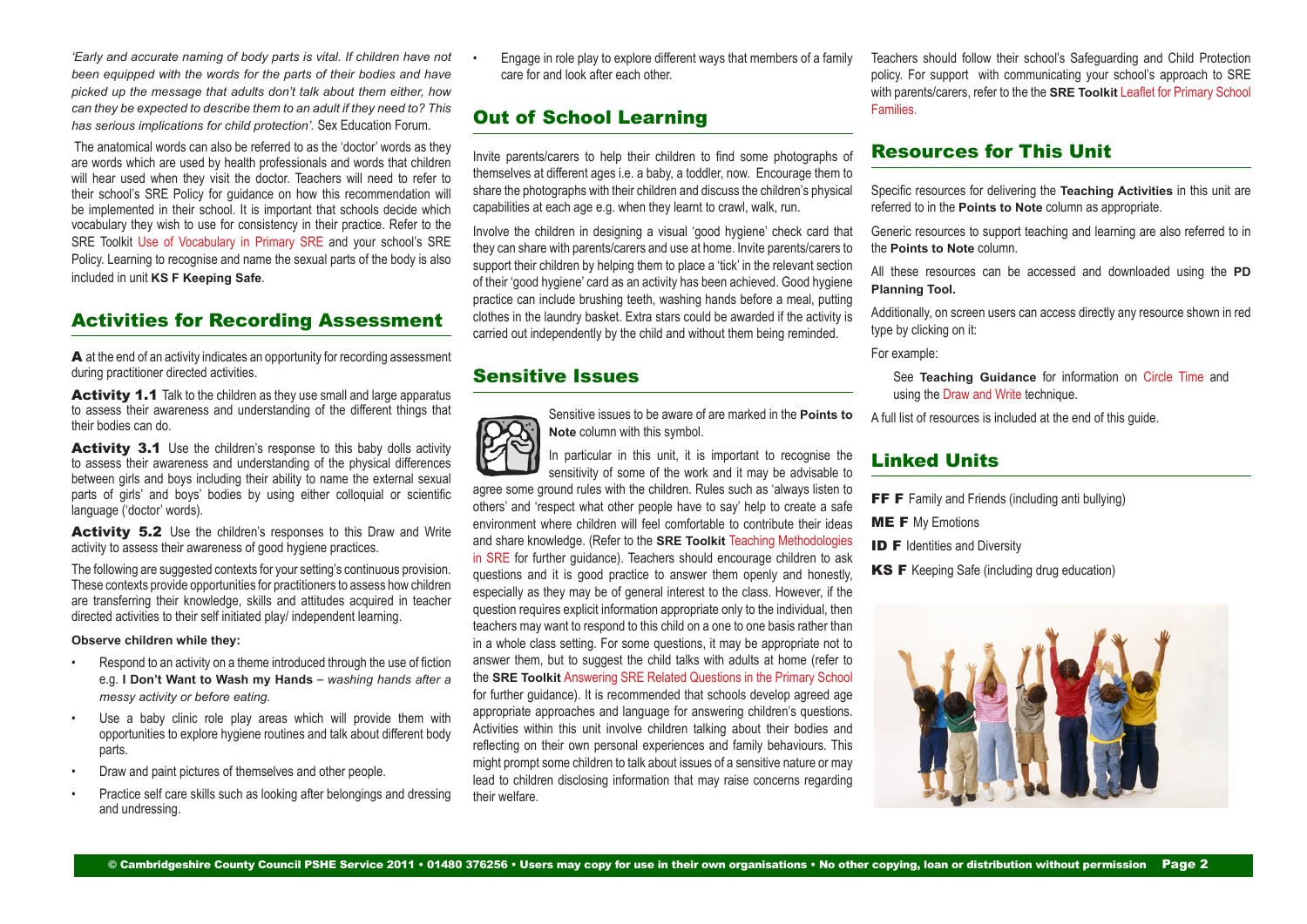*'Early and accurate naming of body parts is vital. If children have not been equipped with the words for the parts of their bodies and have picked up the message that adults don't talk about them either, how can they be expected to describe them to an adult if they need to? This has serious implications for child protection'.* Sex Education Forum.

The anatomical words can also be referred to as the 'doctor' words as they are words which are used by health professionals and words that children will hear used when they visit the doctor. Teachers will need to refer to their school's SRE Policy for guidance on how this recommendation will be implemented in their school. It is important that schools decide which vocabulary they wish to use for consistency in their practice. Refer to the SRE Toolkit Use of Vocabulary in Primary SRE and your school's SRE Policy. Learning to recognise and name the sexual parts of the body is also included in unit **KS F Keeping Safe**.

## Activities for Recording Assessment

**A** at the end of an activity indicates an opportunity for recording assessment during practitioner directed activities.

**Activity 1.1** Talk to the children as they use small and large apparatus to assess their awareness and understanding of the different things that their bodies can do.

**Activity 3.1** Use the children's response to this baby dolls activity to assess their awareness and understanding of the physical differences between girls and boys including their ability to name the external sexual parts of girls' and boys' bodies by using either colloquial or scientific language ('doctor' words).

**Activity 5.2** Use the children's responses to this Draw and Write activity to assess their awareness of good hygiene practices.

The following are suggested contexts for your setting's continuous provision. These contexts provide opportunities for practitioners to assess how children are transferring their knowledge, skills and attitudes acquired in teacher directed activities to their self initiated play/ independent learning.

**Observe children while they:**

- Respond to an activity on a theme introduced through the use of fiction e.g. **I Don't Want to Wash my Hands** – *washing hands after a messy activity or before eating.*
- Use a baby clinic role play areas which will provide them with opportunities to explore hygiene routines and talk about different body parts.
- Draw and paint pictures of themselves and other people.
- Practice self care skills such as looking after belongings and dressing and undressing.
- Engage in role play to explore different ways that members of a family care for and look after each other.

## Out of School Learning

Invite parents/carers to help their children to find some photographs of themselves at different ages i.e. a baby, a toddler, now. Encourage them to share the photographs with their children and discuss the children's physical capabilities at each age e.g. when they learnt to crawl, walk, run.

Involve the children in designing a visual 'good hygiene' check card that they can share with parents/carers and use at home. Invite parents/carers to support their children by helping them to place a 'tick' in the relevant section of their 'good hygiene' card as an activity has been achieved. Good hygiene practice can include brushing teeth, washing hands before a meal, putting clothes in the laundry basket. Extra stars could be awarded if the activity is carried out independently by the child and without them being reminded.

## Sensitive Issues

Sensitive issues to be aware of are marked in the **Points to Note** column with this symbol.

In particular in this unit, it is important to recognise the sensitivity of some of the work and it may be advisable to agree some ground rules with the children. Rules such as 'always listen to others' and 'respect what other people have to say' help to create a safe environment where children will feel comfortable to contribute their ideas and share knowledge. (Refer to the **SRE Toolkit** Teaching Methodologies in SRE for further guidance). Teachers should encourage children to ask questions and it is good practice to answer them openly and honestly, especially as they may be of general interest to the class. However, if the question requires explicit information appropriate only to the individual, then teachers may want to respond to this child on a one to one basis rather than in a whole class setting. For some questions, it may be appropriate not to answer them, but to suggest the child talks with adults at home (refer to the **SRE Toolkit** Answering SRE Related Questions in the Primary School for further guidance). It is recommended that schools develop agreed age appropriate approaches and language for answering children's questions. Activities within this unit involve children talking about their bodies and reflecting on their own personal experiences and family behaviours. This might prompt some children to talk about issues of a sensitive nature or may lead to children disclosing information that may raise concerns regarding their welfare.

Teachers should follow their school's Safeguarding and Child Protection policy. For support with communicating your school's approach to SRE with parents/carers, refer to the the **SRE Toolkit** Leaflet for Primary School Families.

## Resources for This Unit

Specific resources for delivering the **Teaching Activities** in this unit are referred to in the **Points to Note** column as appropriate.

Generic resources to support teaching and learning are also referred to in the **Points to Note** column.

All these resources can be accessed and downloaded using the **PD Planning Tool.**

Additionally, on screen users can access directly any resource shown in red type by clicking on it:

For example:

See **Teaching Guidance** for information on Circle Time and using the Draw and Write technique.

A full list of resources is included at the end of this guide.

## Linked Units

**FF F** Family and Friends (including anti bullying)

**ME F** My Emotions

**ID F** Identities and Diversity

**KS F** Keeping Safe (including drug education)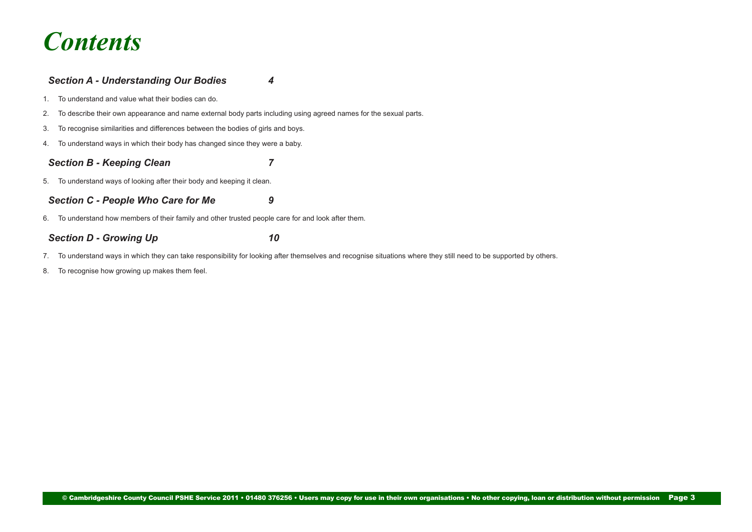# *Contents*

### *Section A - Understanding Our Bodies* *4*

1. To understand and value what their bodies can do.
2. To describe their own appearance and name external body parts including using agreed names for the sexual parts.
3. To recognise similarities and differences between the bodies of girls and boys.
4. To understand ways in which their body has changed since they were a baby.

### *Section B - Keeping Clean* *7*

5. To understand ways of looking after their body and keeping it clean.

### *Section C - People Who Care for Me* *9*

6. To understand how members of their family and other trusted people care for and look after them.

### *Section D - Growing Up* *10*

7. To understand ways in which they can take responsibility for looking after themselves and recognise situations where they still need to be supported by others.
8. To recognise how growing up makes them feel.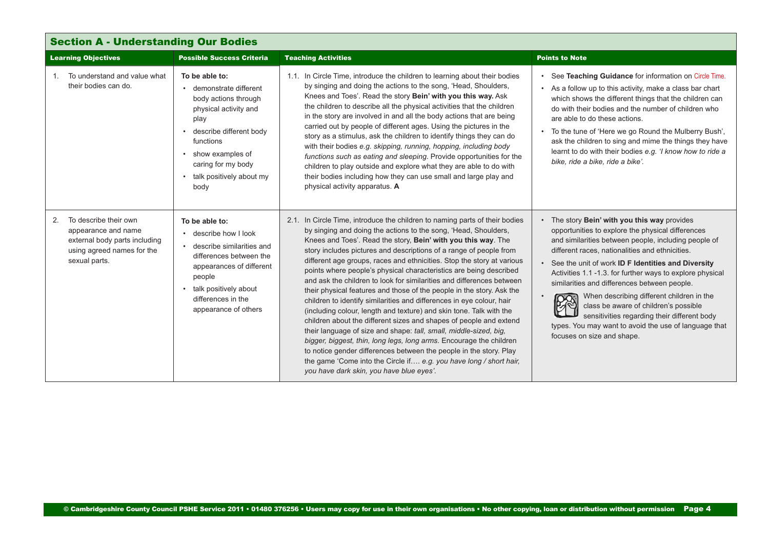## Section A - Understanding Our Bodies

| Learning Objectives | Possible Success Criteria | Teaching Activities | Points to Note |
|---|---|---|---|
| 1. To understand and value what their bodies can do. | **To be able to:**<br>• demonstrate different body actions through physical activity and play<br>• describe different body functions<br>• show examples of caring for my body<br>• talk positively about my body | 1.1. In Circle Time, introduce the children to learning about their bodies by singing and doing the actions to the song, 'Head, Shoulders, Knees and Toes'. Read the story **Bein' with you this way.** Ask the children to describe all the physical activities that the children in the story are involved in and all the body actions that are being carried out by people of different ages. Using the pictures in the story as a stimulus, ask the children to identify things they can do with their bodies *e.g. skipping, running, hopping, including body functions such as eating and sleeping*. Provide opportunities for the children to play outside and explore what they are able to do with their bodies including how they can use small and large play and physical activity apparatus. **A** | • See **Teaching Guidance** for information on Circle Time.<br>• As a follow up to this activity, make a class bar chart which shows the different things that the children can do with their bodies and the number of children who are able to do these actions.<br>• To the tune of 'Here we go Round the Mulberry Bush', ask the children to sing and mime the things they have learnt to do with their bodies *e.g. 'I know how to ride a bike, ride a bike, ride a bike'.* |
| 2. To describe their own appearance and name external body parts including using agreed names for the sexual parts. | **To be able to:**<br>• describe how I look<br>• describe similarities and differences between the appearances of different people<br>• talk positively about differences in the appearance of others | 2.1. In Circle Time, introduce the children to naming parts of their bodies by singing and doing the actions to the song, 'Head, Shoulders, Knees and Toes'. Read the story, **Bein' with you this way**. The story includes pictures and descriptions of a range of people from different age groups, races and ethnicities. Stop the story at various points where people's physical characteristics are being described and ask the children to look for similarities and differences between their physical features and those of the people in the story. Ask the children to identify similarities and differences in eye colour, hair (including colour, length and texture) and skin tone. Talk with the children about the different sizes and shapes of people and extend their language of size and shape: *tall, small, middle-sized, big, bigger, biggest, thin, long legs, long arms*. Encourage the children to notice gender differences between the people in the story. Play the game 'Come into the Circle if…. *e.g. you have long / short hair, you have dark skin, you have blue eyes'.* | • The story **Bein' with you this way** provides opportunities to explore the physical differences and similarities between people, including people of different races, nationalities and ethnicities.<br>• See the unit of work **ID F Identities and Diversity** Activities 1.1 -1.3. for further ways to explore physical similarities and differences between people.<br>• When describing different children in the class be aware of children's possible sensitivities regarding their different body types. You may want to avoid the use of language that focuses on size and shape. |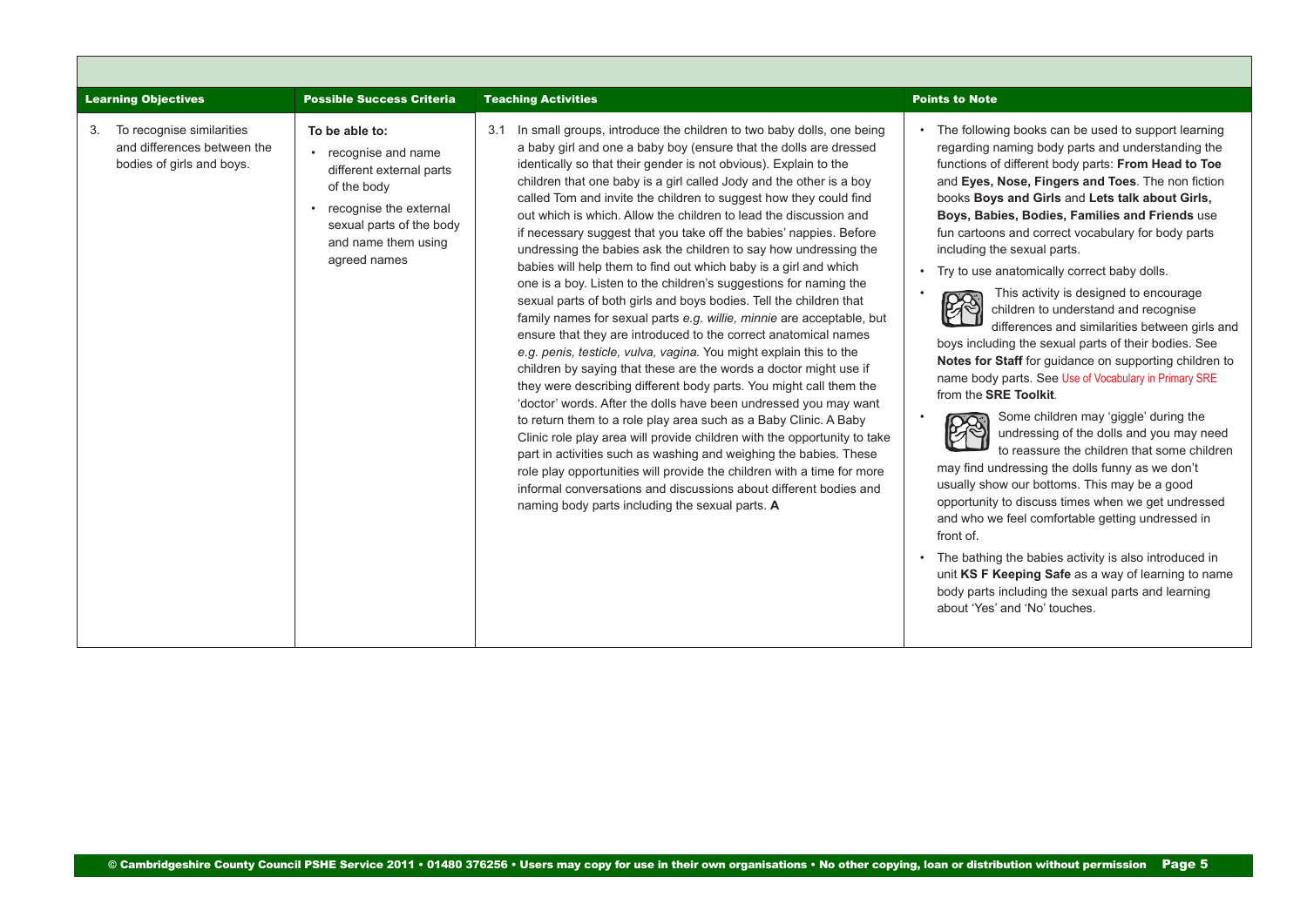| Learning Objectives | Possible Success Criteria | Teaching Activities | Points to Note |
|---|---|---|---|
| 3. To recognise similarities and differences between the bodies of girls and boys. | **To be able to:**<br>• recognise and name different external parts of the body<br>• recognise the external sexual parts of the body and name them using agreed names | 3.1 In small groups, introduce the children to two baby dolls, one being a baby girl and one a baby boy (ensure that the dolls are dressed identically so that their gender is not obvious). Explain to the children that one baby is a girl called Jody and the other is a boy called Tom and invite the children to suggest how they could find out which is which. Allow the children to lead the discussion and if necessary suggest that you take off the babies' nappies. Before undressing the babies ask the children to say how undressing the babies will help them to find out which baby is a girl and which one is a boy. Listen to the children's suggestions for naming the sexual parts of both girls and boys bodies. Tell the children that family names for sexual parts *e.g. willie, minnie* are acceptable, but ensure that they are introduced to the correct anatomical names *e.g. penis, testicle, vulva, vagina.* You might explain this to the children by saying that these are the words a doctor might use if they were describing different body parts. You might call them the 'doctor' words. After the dolls have been undressed you may want to return them to a role play area such as a Baby Clinic. A Baby Clinic role play area will provide children with the opportunity to take part in activities such as washing and weighing the babies. These role play opportunities will provide the children with a time for more informal conversations and discussions about different bodies and naming body parts including the sexual parts. **A** | • The following books can be used to support learning regarding naming body parts and understanding the functions of different body parts: **From Head to Toe** and **Eyes, Nose, Fingers and Toes**. The non fiction books **Boys and Girls** and **Lets talk about Girls, Boys, Babies, Bodies, Families and Friends** use fun cartoons and correct vocabulary for body parts including the sexual parts.<br>• Try to use anatomically correct baby dolls.<br>• This activity is designed to encourage children to understand and recognise differences and similarities between girls and boys including the sexual parts of their bodies. See **Notes for Staff** for guidance on supporting children to name body parts. See Use of Vocabulary in Primary SRE from the **SRE Toolkit**.<br>• Some children may 'giggle' during the undressing of the dolls and you may need to reassure the children that some children may find undressing the dolls funny as we don't usually show our bottoms. This may be a good opportunity to discuss times when we get undressed and who we feel comfortable getting undressed in front of.<br>• The bathing the babies activity is also introduced in unit **KS F Keeping Safe** as a way of learning to name body parts including the sexual parts and learning about 'Yes' and 'No' touches. |

© Cambridgeshire County Council PSHE Service 2011 • 01480 376256 • Users may copy for use in their own organisations • No other copying, loan or distribution without permission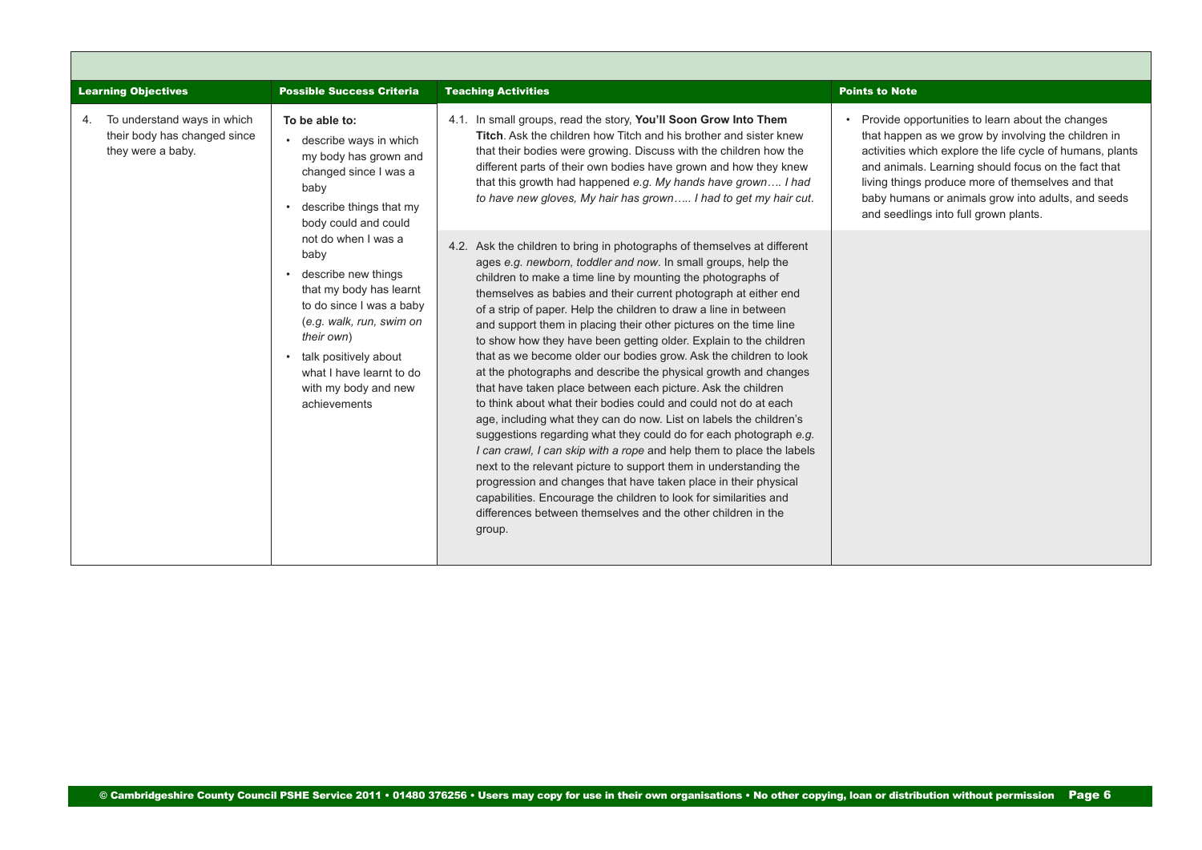| Learning Objectives | Possible Success Criteria | Teaching Activities | Points to Note |
|---|---|---|---|
| 4. To understand ways in which their body has changed since they were a baby. | **To be able to:**<br>• describe ways in which my body has grown and changed since I was a baby<br>• describe things that my body could and could not do when I was a baby<br>• describe new things that my body has learnt to do since I was a baby (*e.g. walk, run, swim on their own*)<br>• talk positively about what I have learnt to do with my body and new achievements | 4.1. In small groups, read the story, **You'll Soon Grow Into Them Titch**. Ask the children how Titch and his brother and sister knew that their bodies were growing. Discuss with the children how the different parts of their own bodies have grown and how they knew that this growth had happened *e.g. My hands have grown…. I had to have new gloves, My hair has grown….. I had to get my hair cut.* | • Provide opportunities to learn about the changes that happen as we grow by involving the children in activities which explore the life cycle of humans, plants and animals. Learning should focus on the fact that living things produce more of themselves and that baby humans or animals grow into adults, and seeds and seedlings into full grown plants. |
| | | 4.2. Ask the children to bring in photographs of themselves at different ages *e.g. newborn, toddler and now*. In small groups, help the children to make a time line by mounting the photographs of themselves as babies and their current photograph at either end of a strip of paper. Help the children to draw a line in between and support them in placing their other pictures on the time line to show how they have been getting older. Explain to the children that as we become older our bodies grow. Ask the children to look at the photographs and describe the physical growth and changes that have taken place between each picture. Ask the children to think about what their bodies could and could not do at each age, including what they can do now. List on labels the children's suggestions regarding what they could do for each photograph *e.g. I can crawl, I can skip with a rope* and help them to place the labels next to the relevant picture to support them in understanding the progression and changes that have taken place in their physical capabilities. Encourage the children to look for similarities and differences between themselves and the other children in the group. | |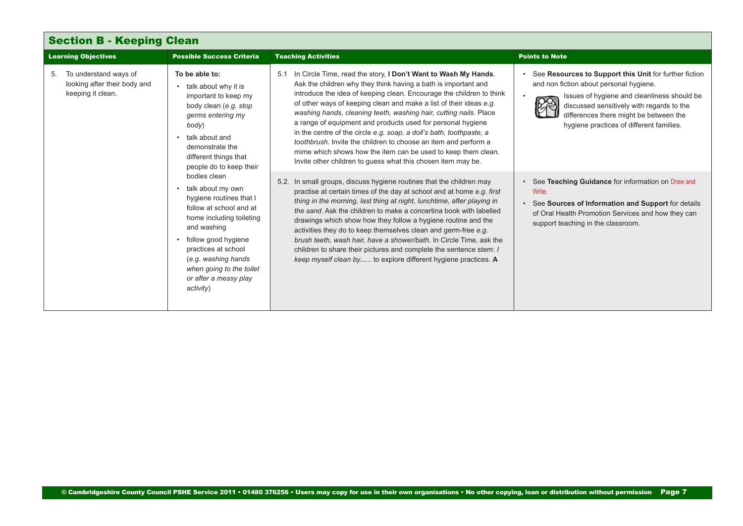## Section B - Keeping Clean

| Learning Objectives | Possible Success Criteria | Teaching Activities | Points to Note |
|---|---|---|---|
| 5. To understand ways of looking after their body and keeping it clean. | **To be able to:**<br>• talk about why it is important to keep my body clean (*e.g. stop germs entering my body*)<br>• talk about and demonstrate the different things that people do to keep their bodies clean<br>• talk about my own hygiene routines that I follow at school and at home including toileting and washing<br>• follow good hygiene practices at school (*e.g. washing hands when going to the toilet or after a messy play activity*) | 5.1 In Circle Time, read the story, **I Don't Want to Wash My Hands**. Ask the children why they think having a bath is important and introduce the idea of keeping clean. Encourage the children to think of other ways of keeping clean and make a list of their ideas *e.g. washing hands, cleaning teeth, washing hair, cutting nails*. Place a range of equipment and products used for personal hygiene in the centre of the circle *e.g. soap, a doll's bath, toothpaste, a toothbrush*. Invite the children to choose an item and perform a mime which shows how the item can be used to keep them clean. Invite other children to guess what this chosen item may be. | • See **Resources to Support this Unit** for further fiction and non fiction about personal hygiene.<br>• Issues of hygiene and cleanliness should be discussed sensitively with regards to the differences there might be between the hygiene practices of different families. |
| | | 5.2. In small groups, discuss hygiene routines that the children may practise at certain times of the day at school and at home *e.g. first thing in the morning, last thing at night, lunchtime, after playing in the sand*. Ask the children to make a concertina book with labelled drawings which show how they follow a hygiene routine and the activities they do to keep themselves clean and germ-free *e.g. brush teeth, wash hair, have a shower/bath*. In Circle Time, ask the children to share their pictures and complete the sentence stem: *I keep myself clean by......* to explore different hygiene practices. **A** | • See **Teaching Guidance** for information on Draw and Write.<br>• See **Sources of Information and Support** for details of Oral Health Promotion Services and how they can support teaching in the classroom. |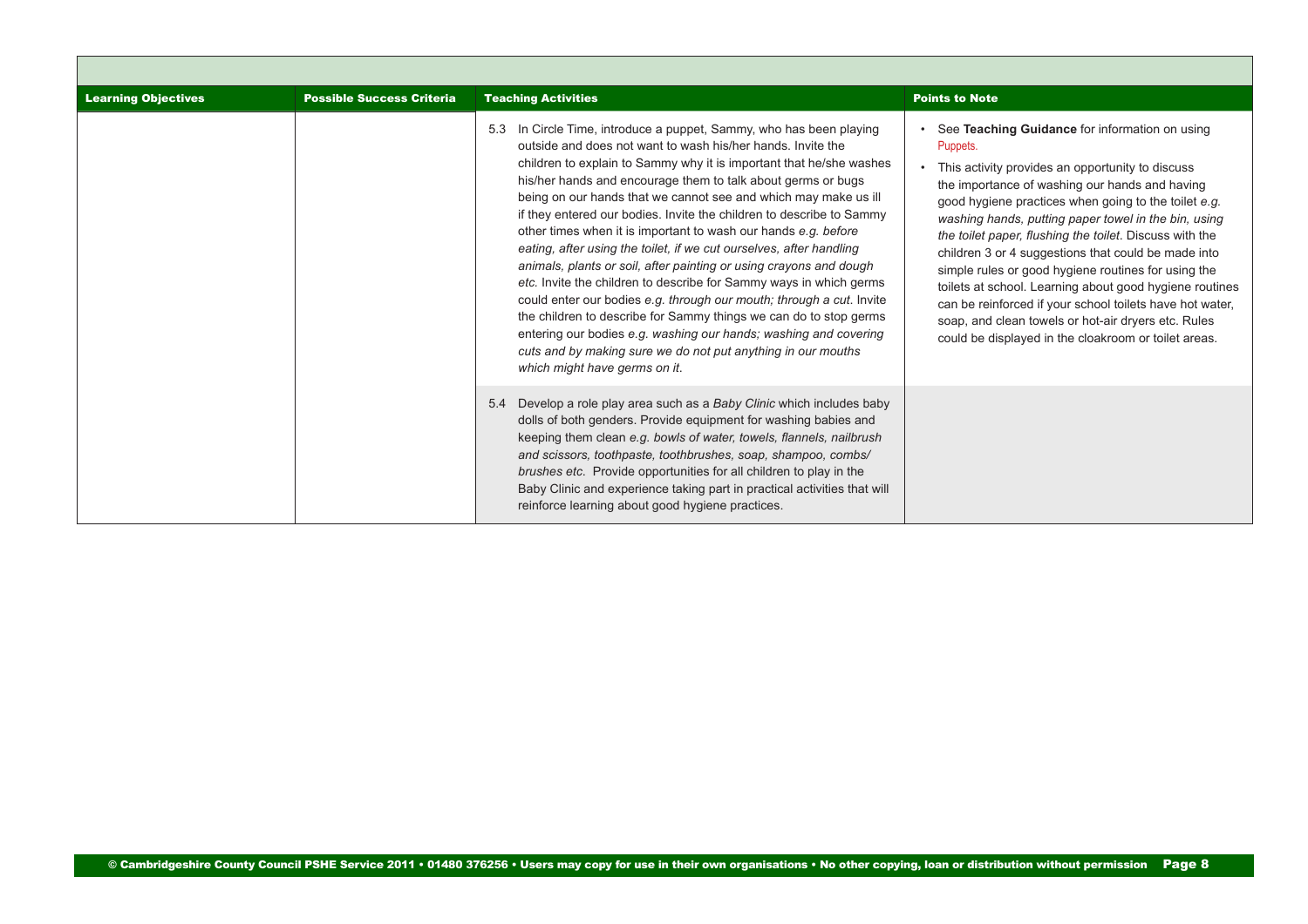| Learning Objectives | Possible Success Criteria | Teaching Activities | Points to Note |
|---|---|---|---|
| | | 5.3 In Circle Time, introduce a puppet, Sammy, who has been playing outside and does not want to wash his/her hands. Invite the children to explain to Sammy why it is important that he/she washes his/her hands and encourage them to talk about germs or bugs being on our hands that we cannot see and which may make us ill if they entered our bodies. Invite the children to describe to Sammy other times when it is important to wash our hands *e.g. before eating, after using the toilet, if we cut ourselves, after handling animals, plants or soil, after painting or using crayons and dough etc.* Invite the children to describe for Sammy ways in which germs could enter our bodies *e.g. through our mouth; through a cut*. Invite the children to describe for Sammy things we can do to stop germs entering our bodies *e.g. washing our hands; washing and covering cuts and by making sure we do not put anything in our mouths which might have germs on it*. | • See **Teaching Guidance** for information on using Puppets. • This activity provides an opportunity to discuss the importance of washing our hands and having good hygiene practices when going to the toilet *e.g. washing hands, putting paper towel in the bin, using the toilet paper, flushing the toilet*. Discuss with the children 3 or 4 suggestions that could be made into simple rules or good hygiene routines for using the toilets at school. Learning about good hygiene routines can be reinforced if your school toilets have hot water, soap, and clean towels or hot-air dryers etc. Rules could be displayed in the cloakroom or toilet areas. |
| | | 5.4 Develop a role play area such as a *Baby Clinic* which includes baby dolls of both genders. Provide equipment for washing babies and keeping them clean *e.g. bowls of water, towels, flannels, nailbrush and scissors, toothpaste, toothbrushes, soap, shampoo, combs/ brushes etc*. Provide opportunities for all children to play in the Baby Clinic and experience taking part in practical activities that will reinforce learning about good hygiene practices. | |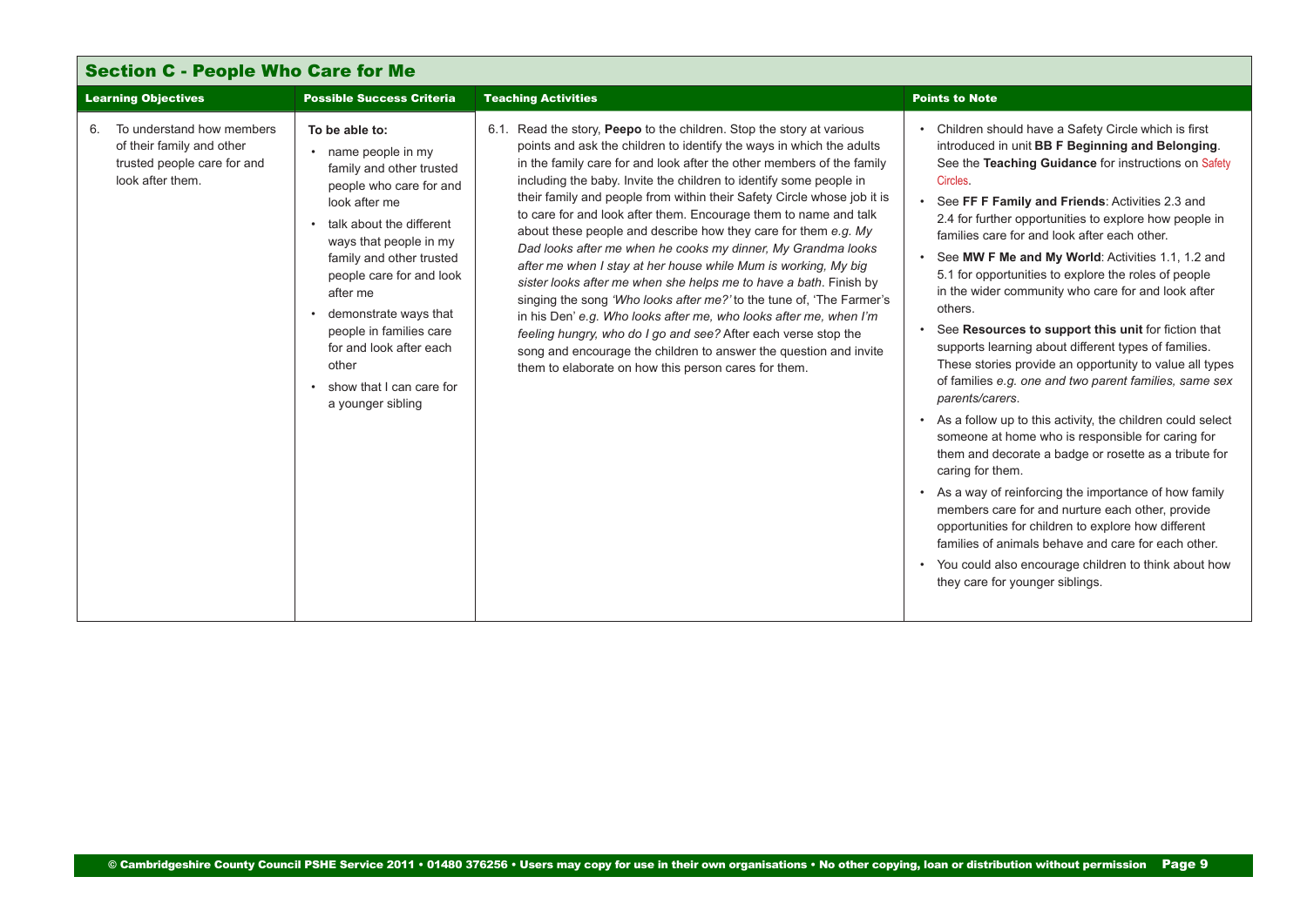## Section C - People Who Care for Me

| Learning Objectives | Possible Success Criteria | Teaching Activities | Points to Note |
|---|---|---|---|
| 6. To understand how members of their family and other trusted people care for and look after them. | **To be able to:**<br>• name people in my family and other trusted people who care for and look after me<br>• talk about the different ways that people in my family and other trusted people care for and look after me<br>• demonstrate ways that people in families care for and look after each other<br>• show that I can care for a younger sibling | 6.1. Read the story, **Peepo** to the children. Stop the story at various points and ask the children to identify the ways in which the adults in the family care for and look after the other members of the family including the baby. Invite the children to identify some people in their family and people from within their Safety Circle whose job it is to care for and look after them. Encourage them to name and talk about these people and describe how they care for them *e.g. My Dad looks after me when he cooks my dinner, My Grandma looks after me when I stay at her house while Mum is working, My big sister looks after me when she helps me to have a bath*. Finish by singing the song *'Who looks after me?'* to the tune of, 'The Farmer's in his Den' *e.g. Who looks after me, who looks after me, when I'm feeling hungry, who do I go and see?* After each verse stop the song and encourage the children to answer the question and invite them to elaborate on how this person cares for them. | • Children should have a Safety Circle which is first introduced in unit **BB F Beginning and Belonging**. See the **Teaching Guidance** for instructions on Safety Circles.<br>• See **FF F Family and Friends**: Activities 2.3 and 2.4 for further opportunities to explore how people in families care for and look after each other.<br>• See **MW F Me and My World**: Activities 1.1, 1.2 and 5.1 for opportunities to explore the roles of people in the wider community who care for and look after others.<br>• See **Resources to support this unit** for fiction that supports learning about different types of families. These stories provide an opportunity to value all types of families *e.g. one and two parent families, same sex parents/carers*.<br>• As a follow up to this activity, the children could select someone at home who is responsible for caring for them and decorate a badge or rosette as a tribute for caring for them.<br>• As a way of reinforcing the importance of how family members care for and nurture each other, provide opportunities for children to explore how different families of animals behave and care for each other.<br>• You could also encourage children to think about how they care for younger siblings. |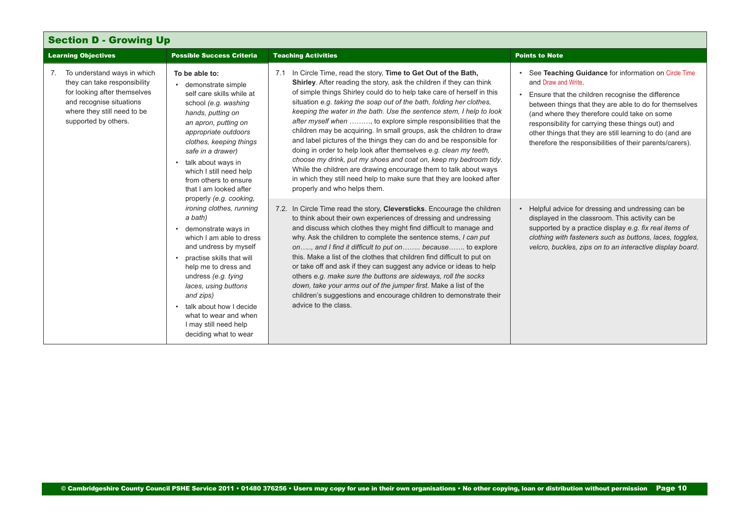## Section D - Growing Up

| Learning Objectives | Possible Success Criteria | Teaching Activities | Points to Note |
|---|---|---|---|
| 7. To understand ways in which they can take responsibility for looking after themselves and recognise situations where they still need to be supported by others. | **To be able to:**<br>• demonstrate simple self care skills while at school *(e.g. washing hands, putting on an apron, putting on appropriate outdoors clothes, keeping things safe in a drawer)*<br>• talk about ways in which I still need help from others to ensure that I am looked after properly *(e.g. cooking, ironing clothes, running a bath)*<br>• demonstrate ways in which I am able to dress and undress by myself<br>• practise skills that will help me to dress and undress *(e.g. tying laces, using buttons and zips)*<br>• talk about how I decide what to wear and when I may still need help deciding what to wear | 7.1 In Circle Time, read the story, **Time to Get Out of the Bath, Shirley**. After reading the story, ask the children if they can think of simple things Shirley could do to help take care of herself in this situation *e.g. taking the soap out of the bath, folding her clothes, keeping the water in the bath. Use the sentence stem, I help to look after myself when ………,* to explore simple responsibilities that the children may be acquiring. In small groups, ask the children to draw and label pictures of the things they can do and be responsible for doing in order to help look after themselves *e.g. clean my teeth, choose my drink, put my shoes and coat on, keep my bedroom tidy*. While the children are drawing encourage them to talk about ways in which they still need help to make sure that they are looked after properly and who helps them. | • See **Teaching Guidance** for information on Circle Time and Draw and Write.<br>• Ensure that the children recognise the difference between things that they are able to do for themselves (and where they therefore could take on some responsibility for carrying these things out) and other things that they are still learning to do (and are therefore the responsibilities of their parents/carers). |
| | | 7.2. In Circle Time read the story, **Cleversticks**. Encourage the children to think about their own experiences of dressing and undressing and discuss which clothes they might find difficult to manage and why. Ask the children to complete the sentence stems, *I can put on….., and I find it difficult to put on…….. because…….* to explore this. Make a list of the clothes that children find difficult to put on or take off and ask if they can suggest any advice or ideas to help others *e.g. make sure the buttons are sideways, roll the socks down, take your arms out of the jumper first.* Make a list of the children's suggestions and encourage children to demonstrate their advice to the class. | • Helpful advice for dressing and undressing can be displayed in the classroom. This activity can be supported by a practice display *e.g. fix real items of clothing with fasteners such as buttons, laces, toggles, velcro, buckles, zips on to an interactive display board.* |

© Cambridgeshire County Council PSHE Service 2011 • 01480 376256 • Users may copy for use in their own organisations • No other copying, loan or distribution without permission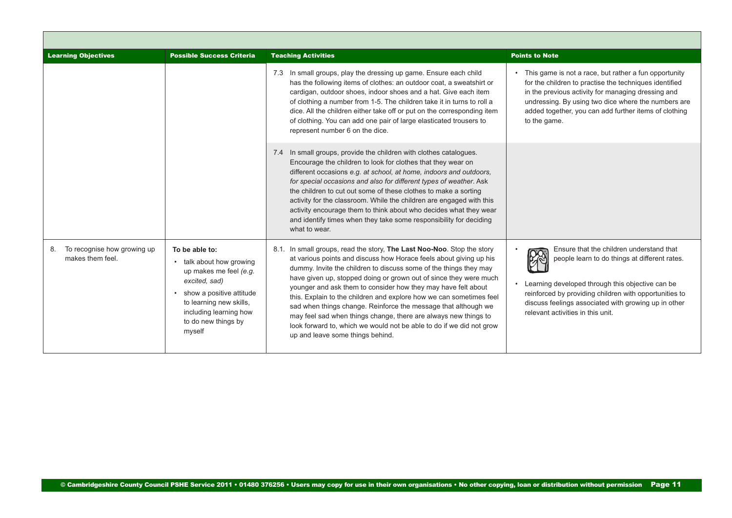| Learning Objectives | Possible Success Criteria | Teaching Activities | Points to Note |
|---|---|---|---|
| | | 7.3 In small groups, play the dressing up game. Ensure each child has the following items of clothes: an outdoor coat, a sweatshirt or cardigan, outdoor shoes, indoor shoes and a hat. Give each item of clothing a number from 1-5. The children take it in turns to roll a dice. All the children either take off or put on the corresponding item of clothing. You can add one pair of large elasticated trousers to represent number 6 on the dice. | • This game is not a race, but rather a fun opportunity for the children to practise the techniques identified in the previous activity for managing dressing and undressing. By using two dice where the numbers are added together, you can add further items of clothing to the game. |
| | | 7.4 In small groups, provide the children with clothes catalogues. Encourage the children to look for clothes that they wear on different occasions *e.g. at school, at home, indoors and outdoors, for special occasions and also for different types of weather*. Ask the children to cut out some of these clothes to make a sorting activity for the classroom. While the children are engaged with this activity encourage them to think about who decides what they wear and identify times when they take some responsibility for deciding what to wear. | |
| 8. To recognise how growing up makes them feel. | **To be able to:**<br>• talk about how growing up makes me feel *(e.g. excited, sad)*<br>• show a positive attitude to learning new skills, including learning how to do new things by myself | 8.1. In small groups, read the story, **The Last Noo-Noo**. Stop the story at various points and discuss how Horace feels about giving up his dummy. Invite the children to discuss some of the things they may have given up, stopped doing or grown out of since they were much younger and ask them to consider how they may have felt about this. Explain to the children and explore how we can sometimes feel sad when things change. Reinforce the message that although we may feel sad when things change, there are always new things to look forward to, which we would not be able to do if we did not grow up and leave some things behind. | • Ensure that the children understand that people learn to do things at different rates.<br>• Learning developed through this objective can be reinforced by providing children with opportunities to discuss feelings associated with growing up in other relevant activities in this unit. |

© Cambridgeshire County Council PSHE Service 2011 • 01480 376256 • Users may copy for use in their own organisations • No other copying, loan or distribution without permission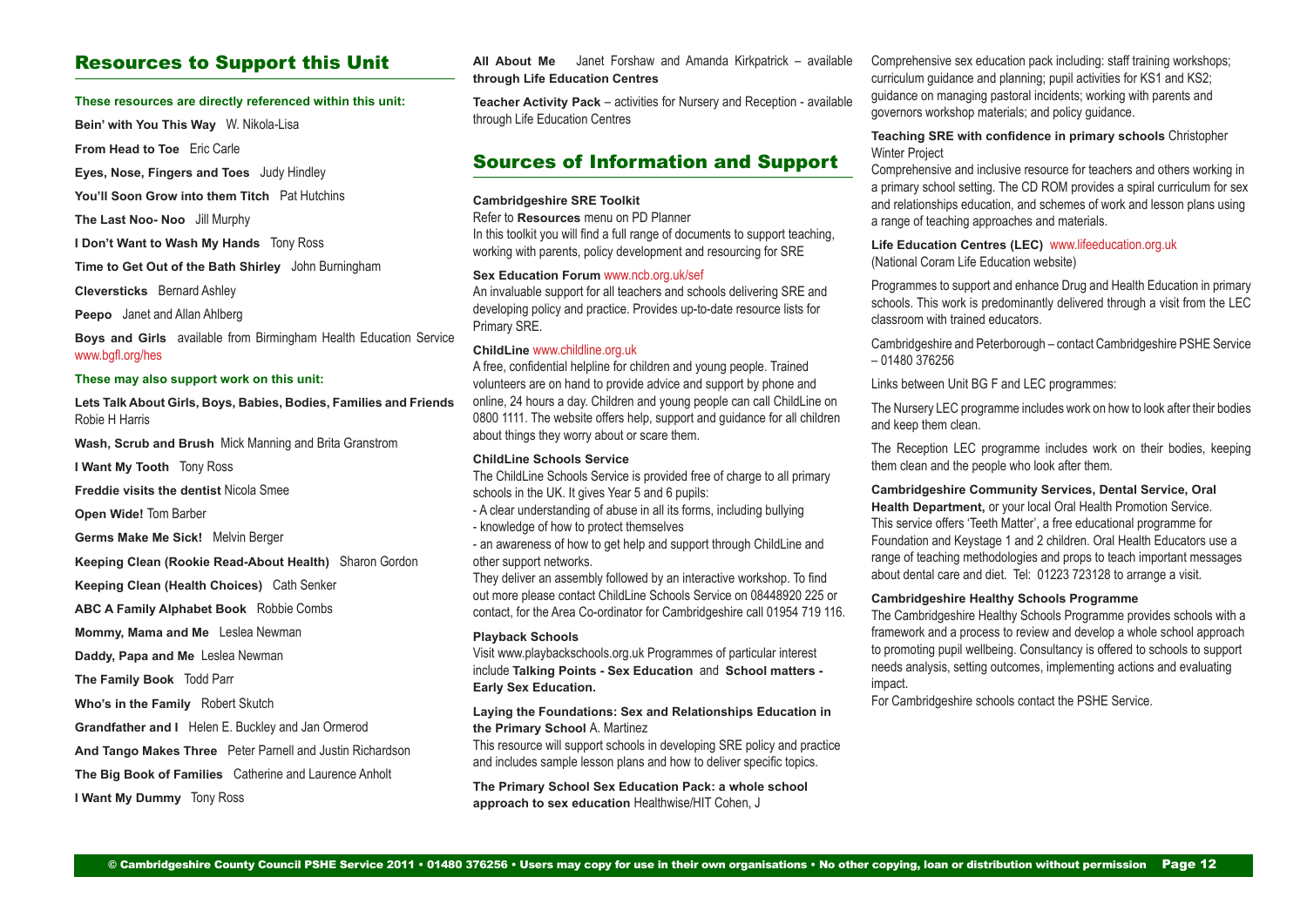## Resources to Support this Unit

**These resources are directly referenced within this unit:**

**Bein' with You This Way** W. Nikola-Lisa

**From Head to Toe** Eric Carle

**Eyes, Nose, Fingers and Toes** Judy Hindley

**You'll Soon Grow into them Titch** Pat Hutchins

**The Last Noo- Noo** Jill Murphy

**I Don't Want to Wash My Hands** Tony Ross

**Time to Get Out of the Bath Shirley** John Burningham

**Cleversticks** Bernard Ashley

**Peepo** Janet and Allan Ahlberg

**Boys and Girls** available from Birmingham Health Education Service www.bgfl.org/hes

**These may also support work on this unit:**

**Lets Talk About Girls, Boys, Babies, Bodies, Families and Friends** Robie H Harris

**Wash, Scrub and Brush** Mick Manning and Brita Granstrom

**I Want My Tooth** Tony Ross

**Freddie visits the dentist** Nicola Smee

**Open Wide!** Tom Barber

**Germs Make Me Sick!** Melvin Berger

**Keeping Clean (Rookie Read-About Health)** Sharon Gordon

**Keeping Clean (Health Choices)** Cath Senker

**ABC A Family Alphabet Book** Robbie Combs

**Mommy, Mama and Me** Leslea Newman

**Daddy, Papa and Me** Leslea Newman

**The Family Book** Todd Parr

**Who's in the Family** Robert Skutch

**Grandfather and I** Helen E. Buckley and Jan Ormerod

**And Tango Makes Three** Peter Parnell and Justin Richardson

**The Big Book of Families** Catherine and Laurence Anholt

**I Want My Dummy** Tony Ross

**All About Me** Janet Forshaw and Amanda Kirkpatrick – available **through Life Education Centres**

**Teacher Activity Pack** – activities for Nursery and Reception - available through Life Education Centres

## Sources of Information and Support

**Cambridgeshire SRE Toolkit**
Refer to **Resources** menu on PD Planner
In this toolkit you will find a full range of documents to support teaching, working with parents, policy development and resourcing for SRE

**Sex Education Forum** www.ncb.org.uk/sef
An invaluable support for all teachers and schools delivering SRE and developing policy and practice. Provides up-to-date resource lists for Primary SRE.

**ChildLine** www.childline.org.uk
A free, confidential helpline for children and young people. Trained volunteers are on hand to provide advice and support by phone and online, 24 hours a day. Children and young people can call ChildLine on 0800 1111. The website offers help, support and guidance for all children about things they worry about or scare them.

**ChildLine Schools Service**
The ChildLine Schools Service is provided free of charge to all primary schools in the UK. It gives Year 5 and 6 pupils:

- A clear understanding of abuse in all its forms, including bullying
- knowledge of how to protect themselves
- an awareness of how to get help and support through ChildLine and other support networks.

They deliver an assembly followed by an interactive workshop. To find out more please contact ChildLine Schools Service on 08448920 225 or contact, for the Area Co-ordinator for Cambridgeshire call 01954 719 116.

**Playback Schools**
Visit www.playbackschools.org.uk Programmes of particular interest include **Talking Points - Sex Education** and **School matters - Early Sex Education.**

**Laying the Foundations: Sex and Relationships Education in the Primary School** A. Martinez
This resource will support schools in developing SRE policy and practice and includes sample lesson plans and how to deliver specific topics.

**The Primary School Sex Education Pack: a whole school approach to sex education** Healthwise/HIT Cohen, J
Comprehensive sex education pack including: staff training workshops; curriculum guidance and planning; pupil activities for KS1 and KS2; guidance on managing pastoral incidents; working with parents and governors workshop materials; and policy guidance.

**Teaching SRE with confidence in primary schools** Christopher Winter Project
Comprehensive and inclusive resource for teachers and others working in a primary school setting. The CD ROM provides a spiral curriculum for sex and relationships education, and schemes of work and lesson plans using a range of teaching approaches and materials.

**Life Education Centres (LEC)** www.lifeeducation.org.uk
(National Coram Life Education website)

Programmes to support and enhance Drug and Health Education in primary schools. This work is predominantly delivered through a visit from the LEC classroom with trained educators.

Cambridgeshire and Peterborough – contact Cambridgeshire PSHE Service – 01480 376256

Links between Unit BG F and LEC programmes:

The Nursery LEC programme includes work on how to look after their bodies and keep them clean.

The Reception LEC programme includes work on their bodies, keeping them clean and the people who look after them.

**Cambridgeshire Community Services, Dental Service, Oral Health Department,** or your local Oral Health Promotion Service.
This service offers 'Teeth Matter', a free educational programme for Foundation and Keystage 1 and 2 children. Oral Health Educators use a range of teaching methodologies and props to teach important messages about dental care and diet. Tel: 01223 723128 to arrange a visit.

**Cambridgeshire Healthy Schools Programme**
The Cambridgeshire Healthy Schools Programme provides schools with a framework and a process to review and develop a whole school approach to promoting pupil wellbeing. Consultancy is offered to schools to support needs analysis, setting outcomes, implementing actions and evaluating impact.
For Cambridgeshire schools contact the PSHE Service.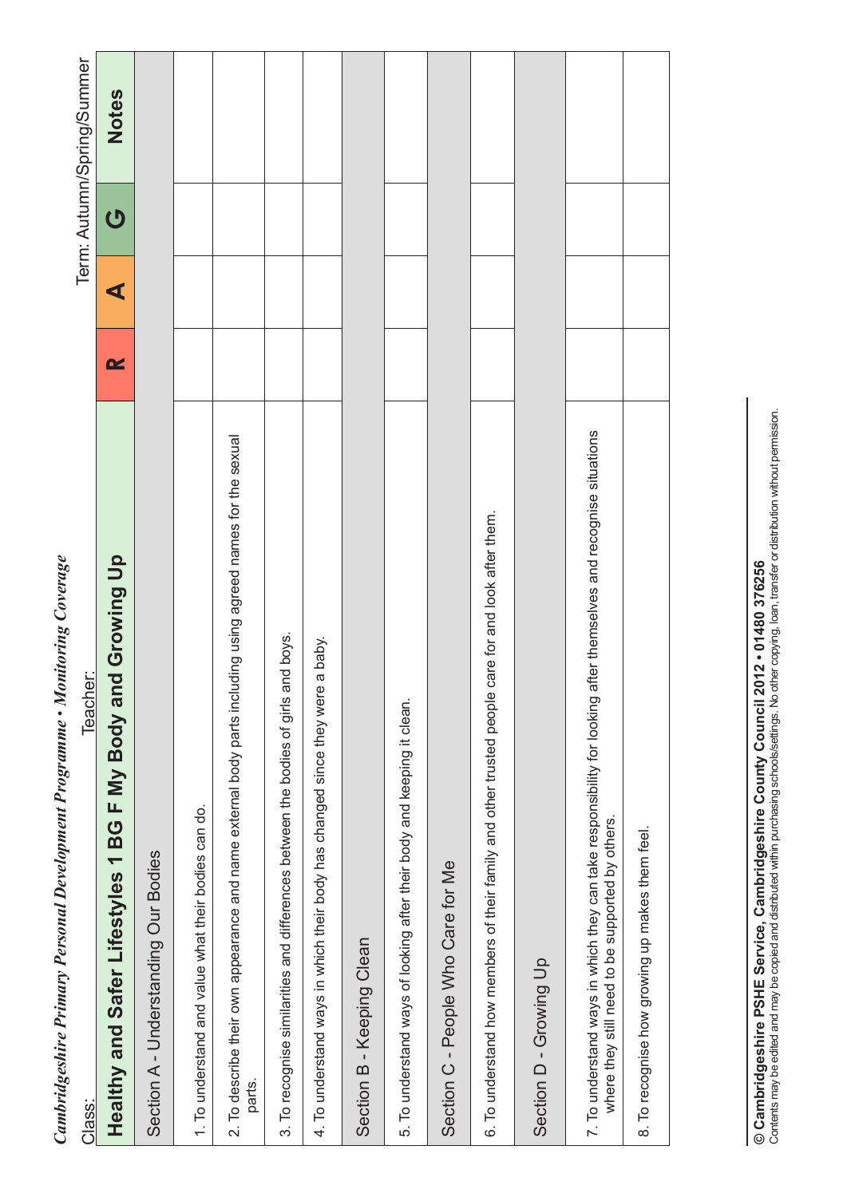*Cambridgeshire Primary Personal Development Programme • Monitoring Coverage*

Class: Teacher: Term: Autumn/Spring/Summer

| Healthy and Safer Lifestyles 1 BG F My Body and Growing Up | R | A | G | Notes |
|---|---|---|---|---|
| Section A - Understanding Our Bodies | | | | |
| 1. To understand and value what their bodies can do. | | | | |
| 2. To describe their own appearance and name external body parts including using agreed names for the sexual parts. | | | | |
| 3. To recognise similarities and differences between the bodies of girls and boys. | | | | |
| 4. To understand ways in which their body has changed since they were a baby. | | | | |
| Section B - Keeping Clean | | | | |
| 5. To understand ways of looking after their body and keeping it clean. | | | | |
| Section C - People Who Care for Me | | | | |
| 6. To understand how members of their family and other trusted people care for and look after them. | | | | |
| Section D - Growing Up | | | | |
| 7. To understand ways in which they can take responsibility for looking after themselves and recognise situations where they still need to be supported by others. | | | | |
| 8. To recognise how growing up makes them feel. | | | | |

**© Cambridgeshire PSHE Service, Cambridgeshire County Council 2012 • 01480 376256**
Contents may be edited and may be copied and distributed within purchasing schools/settings. No other copying, loan, transfer or distribution without permission.